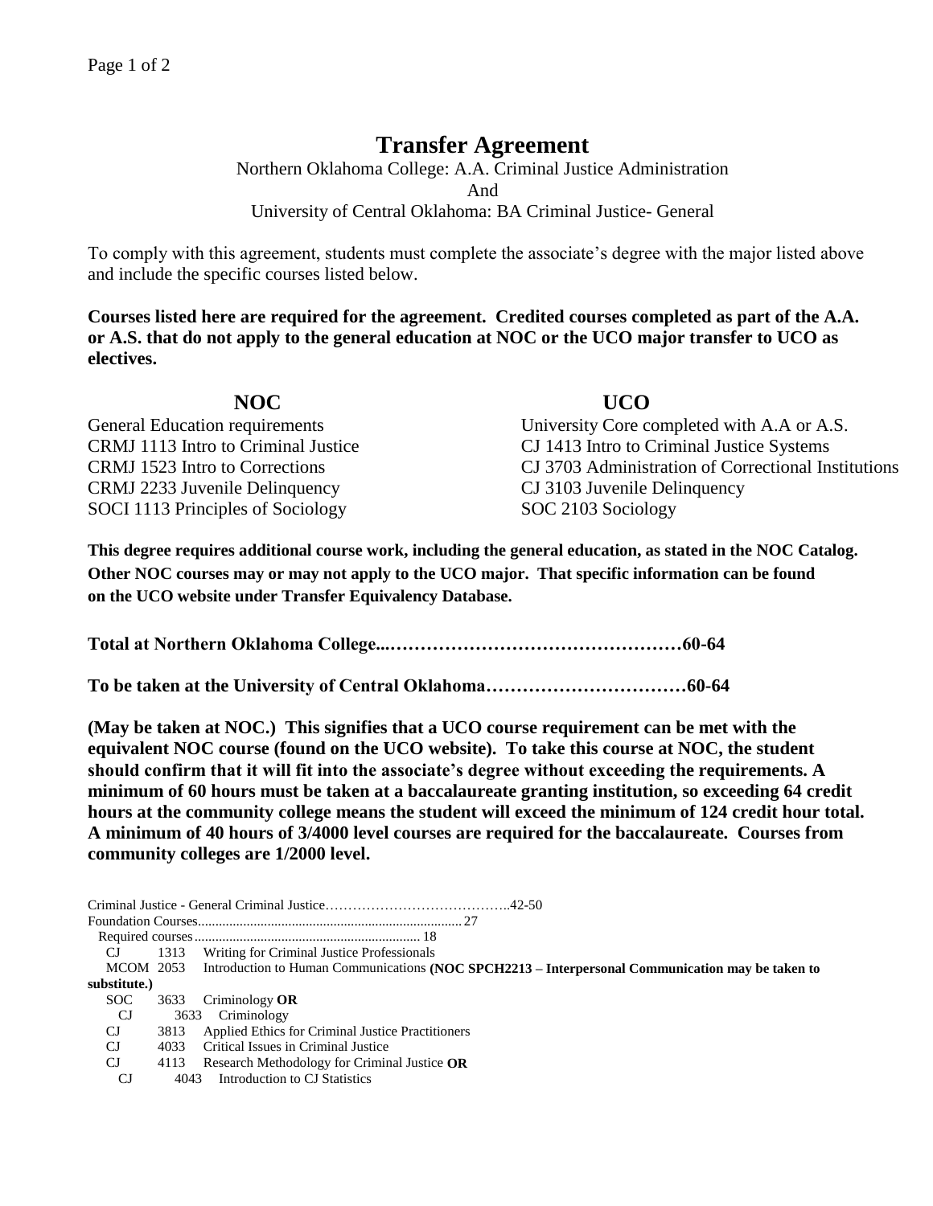# Transfer Agreement

Northern Oklahoma College: A.A. Criminal Justice Administration
And
University of Central Oklahoma: BA Criminal Justice- General

To comply with this agreement, students must complete the associate's degree with the major listed above and include the specific courses listed below.

**Courses listed here are required for the agreement. Credited courses completed as part of the A.A. or A.S. that do not apply to the general education at NOC or the UCO major transfer to UCO as electives.**

| NOC | UCO |
|---|---|
| General Education requirements | University Core completed with A.A or A.S. |
| CRMJ 1113 Intro to Criminal Justice | CJ 1413 Intro to Criminal Justice Systems |
| CRMJ 1523 Intro to Corrections | CJ 3703 Administration of Correctional Institutions |
| CRMJ 2233 Juvenile Delinquency | CJ 3103 Juvenile Delinquency |
| SOCI 1113 Principles of Sociology | SOC 2103 Sociology |

**This degree requires additional course work, including the general education, as stated in the NOC Catalog. Other NOC courses may or may not apply to the UCO major. That specific information can be found on the UCO website under Transfer Equivalency Database.**

**Total at Northern Oklahoma College...…………………………………………60-64**

**To be taken at the University of Central Oklahoma……………………………60-64**

**(May be taken at NOC.) This signifies that a UCO course requirement can be met with the equivalent NOC course (found on the UCO website). To take this course at NOC, the student should confirm that it will fit into the associate's degree without exceeding the requirements. A minimum of 60 hours must be taken at a baccalaureate granting institution, so exceeding 64 credit hours at the community college means the student will exceed the minimum of 124 credit hour total. A minimum of 40 hours of 3/4000 level courses are required for the baccalaureate. Courses from community colleges are 1/2000 level.**

Criminal Justice - General Criminal Justice…………………………………..42-50
Foundation Courses............................................................................27
Required courses................................................................ 18

- CJ 1313 Writing for Criminal Justice Professionals
- MCOM 2053 Introduction to Human Communications **(NOC SPCH2213 – Interpersonal Communication may be taken to substitute.)**
- SOC 3633 Criminology **OR**
  - CJ 3633 Criminology
- CJ 3813 Applied Ethics for Criminal Justice Practitioners
- CJ 4033 Critical Issues in Criminal Justice
- CJ 4113 Research Methodology for Criminal Justice **OR**
  - CJ 4043 Introduction to CJ Statistics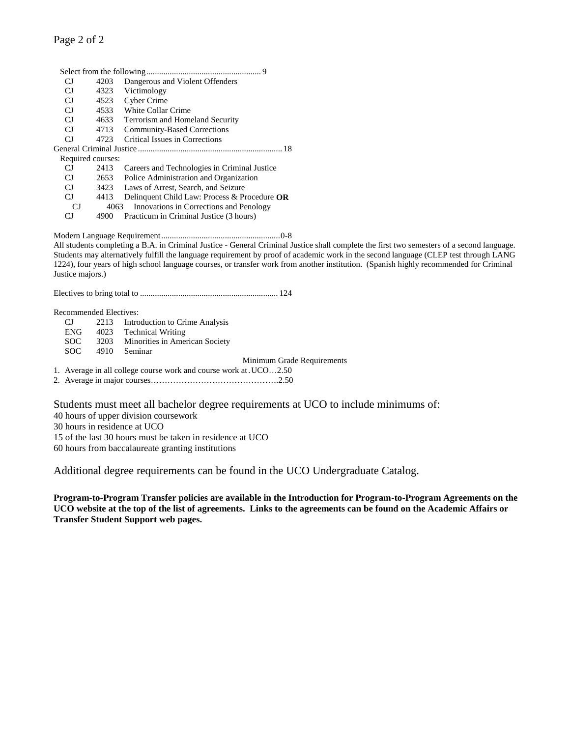Select from the following ...................................................... 9

| | | |
|---|---|---|
| CJ | 4203 | Dangerous and Violent Offenders |
| CJ | 4323 | Victimology |
| CJ | 4523 | Cyber Crime |
| CJ | 4533 | White Collar Crime |
| CJ | 4633 | Terrorism and Homeland Security |
| CJ | 4713 | Community-Based Corrections |
| CJ | 4723 | Critical Issues in Corrections |

General Criminal Justice .................................................................... 18

Required courses:

| | | |
|---|---|---|
| CJ | 2413 | Careers and Technologies in Criminal Justice |
| CJ | 2653 | Police Administration and Organization |
| CJ | 3423 | Laws of Arrest, Search, and Seizure |
| CJ | 4413 | Delinquent Child Law: Process & Procedure **OR** |
| CJ | 4063 | Innovations in Corrections and Penology |
| CJ | 4900 | Practicum in Criminal Justice (3 hours) |

Modern Language Requirement .........................................................0-8

All students completing a B.A. in Criminal Justice - General Criminal Justice shall complete the first two semesters of a second language. Students may alternatively fulfill the language requirement by proof of academic work in the second language (CLEP test through LANG 1224), four years of high school language courses, or transfer work from another institution. (Spanish highly recommended for Criminal Justice majors.)

Electives to bring total to ................................................................. 124

Recommended Electives:

| | | |
|---|---|---|
| CJ | 2213 | Introduction to Crime Analysis |
| ENG | 4023 | Technical Writing |
| SOC | 3203 | Minorities in American Society |
| SOC | 4910 | Seminar |

Minimum Grade Requirements

1. Average in all college course work and course work at UCO…2.50
2. Average in major courses……………………………………….2.50

Students must meet all bachelor degree requirements at UCO to include minimums of:

40 hours of upper division coursework
30 hours in residence at UCO
15 of the last 30 hours must be taken in residence at UCO
60 hours from baccalaureate granting institutions

Additional degree requirements can be found in the UCO Undergraduate Catalog.

**Program-to-Program Transfer policies are available in the Introduction for Program-to-Program Agreements on the UCO website at the top of the list of agreements. Links to the agreements can be found on the Academic Affairs or Transfer Student Support web pages.**